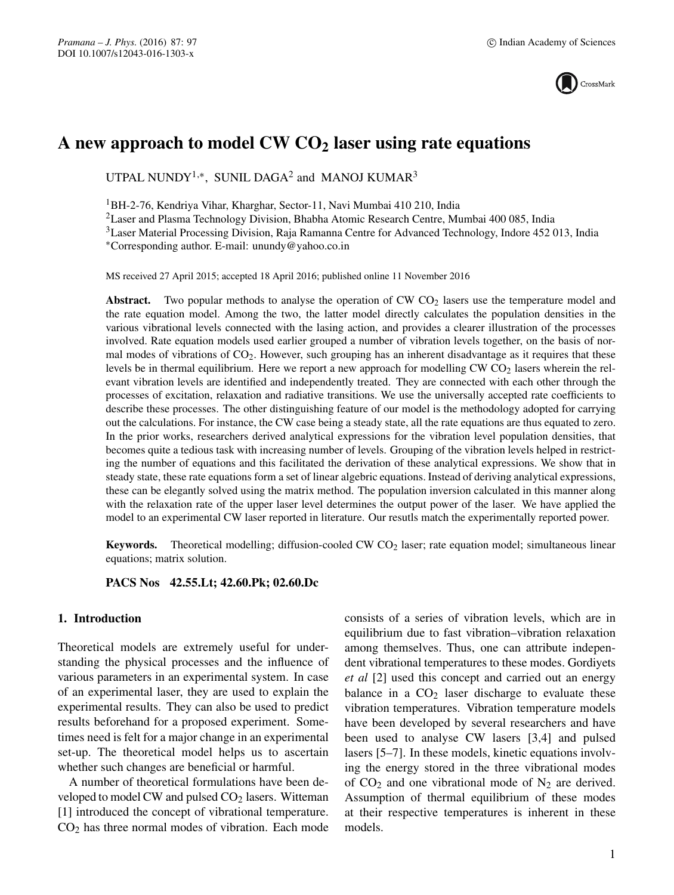# A new approach to model CW $CO_2$ laser using rate equations

UTPAL NUNDY[1,*], SUNIL DAGA[2] and MANOJ KUMAR[3]

[1]BH-2-76, Kendriya Vihar, Kharghar, Sector-11, Navi Mumbai 410 210, India
[2]Laser and Plasma Technology Division, Bhabha Atomic Research Centre, Mumbai 400 085, India
[3]Laser Material Processing Division, Raja Ramanna Centre for Advanced Technology, Indore 452 013, India
[*]Corresponding author. E-mail: unundy@yahoo.co.in

MS received 27 April 2015; accepted 18 April 2016; published online 11 November 2016

**Abstract.** Two popular methods to analyse the operation of CW $CO_2$ lasers use the temperature model and the rate equation model. Among the two, the latter model directly calculates the population densities in the various vibrational levels connected with the lasing action, and provides a clearer illustration of the processes involved. Rate equation models used earlier grouped a number of vibration levels together, on the basis of normal modes of vibrations of $CO_2$. However, such grouping has an inherent disadvantage as it requires that these levels be in thermal equilibrium. Here we report a new approach for modelling CW $CO_2$ lasers wherein the relevant vibration levels are identified and independently treated. They are connected with each other through the processes of excitation, relaxation and radiative transitions. We use the universally accepted rate coefficients to describe these processes. The other distinguishing feature of our model is the methodology adopted for carrying out the calculations. For instance, the CW case being a steady state, all the rate equations are thus equated to zero. In the prior works, researchers derived analytical expressions for the vibration level population densities, that becomes quite a tedious task with increasing number of levels. Grouping of the vibration levels helped in restricting the number of equations and this facilitated the derivation of these analytical expressions. We show that in steady state, these rate equations form a set of linear algebric equations. Instead of deriving analytical expressions, these can be elegantly solved using the matrix method. The population inversion calculated in this manner along with the relaxation rate of the upper laser level determines the output power of the laser. We have applied the model to an experimental CW laser reported in literature. Our resutls match the experimentally reported power.

**Keywords.** Theoretical modelling; diffusion-cooled CW $CO_2$ laser; rate equation model; simultaneous linear equations; matrix solution.

**PACS Nos 42.55.Lt; 42.60.Pk; 02.60.Dc**

## 1. Introduction

Theoretical models are extremely useful for understanding the physical processes and the influence of various parameters in an experimental system. In case of an experimental laser, they are used to explain the experimental results. They can also be used to predict results beforehand for a proposed experiment. Sometimes need is felt for a major change in an experimental set-up. The theoretical model helps us to ascertain whether such changes are beneficial or harmful.

A number of theoretical formulations have been developed to model CW and pulsed $CO_2$ lasers. Witteman [1] introduced the concept of vibrational temperature. $CO_2$ has three normal modes of vibration. Each mode consists of a series of vibration levels, which are in equilibrium due to fast vibration–vibration relaxation among themselves. Thus, one can attribute independent vibrational temperatures to these modes. Gordiyets *et al* [2] used this concept and carried out an energy balance in a $CO_2$ laser discharge to evaluate these vibration temperatures. Vibration temperature models have been developed by several researchers and have been used to analyse CW lasers [3,4] and pulsed lasers [5–7]. In these models, kinetic equations involving the energy stored in the three vibrational modes of $CO_2$ and one vibrational mode of $N_2$ are derived. Assumption of thermal equilibrium of these modes at their respective temperatures is inherent in these models.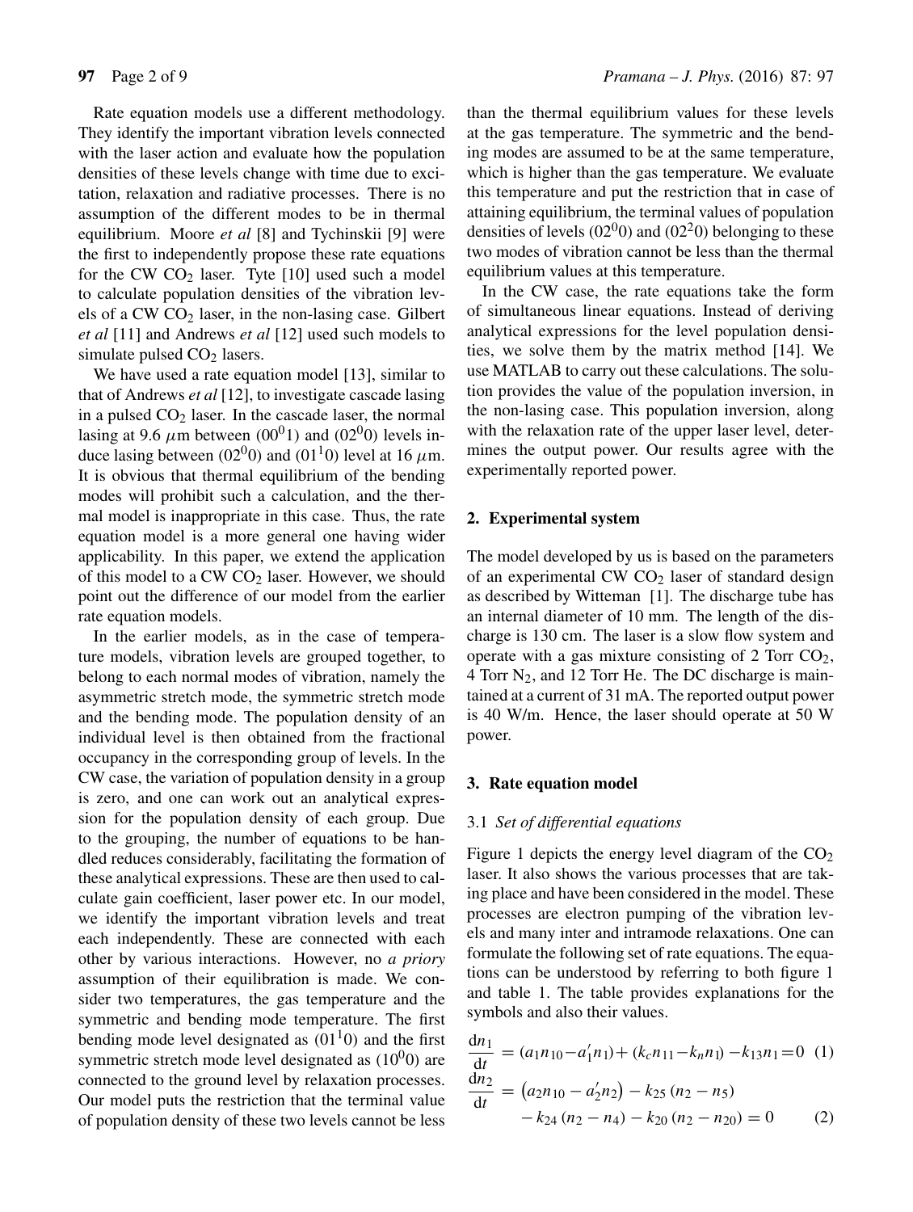Rate equation models use a different methodology. They identify the important vibration levels connected with the laser action and evaluate how the population densities of these levels change with time due to excitation, relaxation and radiative processes. There is no assumption of the different modes to be in thermal equilibrium. Moore *et al* [8] and Tychinskii [9] were the first to independently propose these rate equations for the CW $CO_2$ laser. Tyte [10] used such a model to calculate population densities of the vibration levels of a CW $CO_2$ laser, in the non-lasing case. Gilbert *et al* [11] and Andrews *et al* [12] used such models to simulate pulsed $CO_2$ lasers.

We have used a rate equation model [13], similar to that of Andrews *et al* [12], to investigate cascade lasing in a pulsed $CO_2$ laser. In the cascade laser, the normal lasing at 9.6 $\mu$m between $(00^01)$ and $(02^00)$ levels induce lasing between $(02^00)$ and $(01^10)$ level at 16 $\mu$m. It is obvious that thermal equilibrium of the bending modes will prohibit such a calculation, and the thermal model is inappropriate in this case. Thus, the rate equation model is a more general one having wider applicability. In this paper, we extend the application of this model to a CW $CO_2$ laser. However, we should point out the difference of our model from the earlier rate equation models.

In the earlier models, as in the case of temperature models, vibration levels are grouped together, to belong to each normal modes of vibration, namely the asymmetric stretch mode, the symmetric stretch mode and the bending mode. The population density of an individual level is then obtained from the fractional occupancy in the corresponding group of levels. In the CW case, the variation of population density in a group is zero, and one can work out an analytical expression for the population density of each group. Due to the grouping, the number of equations to be handled reduces considerably, facilitating the formation of these analytical expressions. These are then used to calculate gain coefficient, laser power etc. In our model, we identify the important vibration levels and treat each independently. These are connected with each other by various interactions. However, no *a priory* assumption of their equilibration is made. We consider two temperatures, the gas temperature and the symmetric and bending mode temperature. The first bending mode level designated as $(01^10)$ and the first symmetric stretch mode level designated as $(10^00)$ are connected to the ground level by relaxation processes. Our model puts the restriction that the terminal value of population density of these two levels cannot be less than the thermal equilibrium values for these levels at the gas temperature. The symmetric and the bending modes are assumed to be at the same temperature, which is higher than the gas temperature. We evaluate this temperature and put the restriction that in case of attaining equilibrium, the terminal values of population densities of levels $(02^00)$ and $(02^20)$ belonging to these two modes of vibration cannot be less than the thermal equilibrium values at this temperature.

In the CW case, the rate equations take the form of simultaneous linear equations. Instead of deriving analytical expressions for the level population densities, we solve them by the matrix method [14]. We use MATLAB to carry out these calculations. The solution provides the value of the population inversion, in the non-lasing case. This population inversion, along with the relaxation rate of the upper laser level, determines the output power. Our results agree with the experimentally reported power.

## 2. Experimental system

The model developed by us is based on the parameters of an experimental CW $CO_2$ laser of standard design as described by Witteman [1]. The discharge tube has an internal diameter of 10 mm. The length of the discharge is 130 cm. The laser is a slow flow system and operate with a gas mixture consisting of 2 Torr $CO_2$, 4 Torr $N_2$, and 12 Torr He. The DC discharge is maintained at a current of 31 mA. The reported output power is 40 W/m. Hence, the laser should operate at 50 W power.

## 3. Rate equation model

### 3.1 *Set of differential equations*

Figure 1 depicts the energy level diagram of the $CO_2$ laser. It also shows the various processes that are taking place and have been considered in the model. These processes are electron pumping of the vibration levels and many inter and intramode relaxations. One can formulate the following set of rate equations. The equations can be understood by referring to both figure 1 and table 1. The table provides explanations for the symbols and also their values.

$$\frac{dn_1}{dt} = (a_1 n_{10} - a_1' n_1) + (k_c n_{11} - k_n n_1) - k_{13} n_1 = 0 \quad (1)$$

$$\frac{dn_2}{dt} = \left(a_2 n_{10} - a_2' n_2\right) - k_{25}(n_2 - n_5) - k_{24}(n_2 - n_4) - k_{20}(n_2 - n_{20}) = 0 \quad (2)$$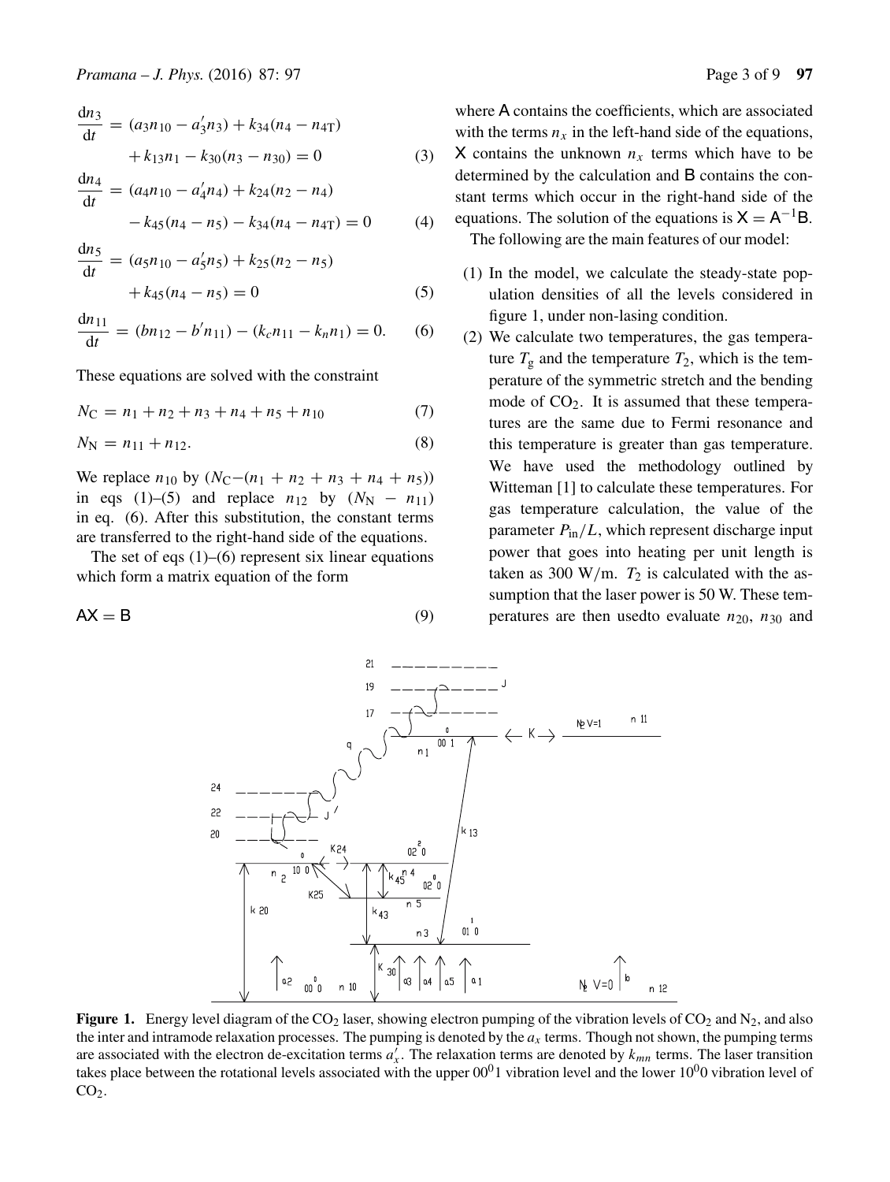$$\frac{dn_3}{dt} = (a_3 n_{10} - a_3' n_3) + k_{34}(n_4 - n_{4T}) + k_{13} n_1 - k_{30}(n_3 - n_{30}) = 0 \tag{3}$$

$$\frac{dn_4}{dt} = (a_4 n_{10} - a_4' n_4) + k_{24}(n_2 - n_4) - k_{45}(n_4 - n_5) - k_{34}(n_4 - n_{4T}) = 0 \tag{4}$$

$$\frac{dn_5}{dt} = (a_5 n_{10} - a_5' n_5) + k_{25}(n_2 - n_5) + k_{45}(n_4 - n_5) = 0 \tag{5}$$

$$\frac{dn_{11}}{dt} = (b n_{12} - b' n_{11}) - (k_c n_{11} - k_n n_1) = 0. \tag{6}$$

These equations are solved with the constraint

$$N_C = n_1 + n_2 + n_3 + n_4 + n_5 + n_{10} \tag{7}$$

$$N_N = n_{11} + n_{12}. \tag{8}$$

We replace $n_{10}$ by $(N_C - (n_1 + n_2 + n_3 + n_4 + n_5))$ in eqs (1)–(5) and replace $n_{12}$ by $(N_N - n_{11})$ in eq. (6). After this substitution, the constant terms are transferred to the right-hand side of the equations.

The set of eqs (1)–(6) represent six linear equations which form a matrix equation of the form

$$\mathsf{AX} = \mathsf{B} \tag{9}$$

where A contains the coefficients, which are associated with the terms $n_x$ in the left-hand side of the equations, X contains the unknown $n_x$ terms which have to be determined by the calculation and B contains the constant terms which occur in the right-hand side of the equations. The solution of the equations is $\mathsf{X} = \mathsf{A}^{-1}\mathsf{B}$.

The following are the main features of our model:

1. In the model, we calculate the steady-state population densities of all the levels considered in figure 1, under non-lasing condition.
2. We calculate two temperatures, the gas temperature $T_g$ and the temperature $T_2$, which is the temperature of the symmetric stretch and the bending mode of $CO_2$. It is assumed that these temperatures are the same due to Fermi resonance and this temperature is greater than gas temperature. We have used the methodology outlined by Witteman [1] to calculate these temperatures. For gas temperature calculation, the value of the parameter $P_{in}/L$, which represent discharge input power that goes into heating per unit length is taken as 300 W/m. $T_2$ is calculated with the assumption that the laser power is 50 W. These temperatures are then usedto evaluate $n_{20}$, $n_{30}$ and

**Figure 1.** Energy level diagram of the $CO_2$ laser, showing electron pumping of the vibration levels of $CO_2$ and $N_2$, and also the inter and intramode relaxation processes. The pumping is denoted by the $a_x$ terms. Though not shown, the pumping terms are associated with the electron de-excitation terms $a_x'$. The relaxation terms are denoted by $k_{mn}$ terms. The laser transition takes place between the rotational levels associated with the upper $00^01$ vibration level and the lower $10^00$ vibration level of $CO_2$.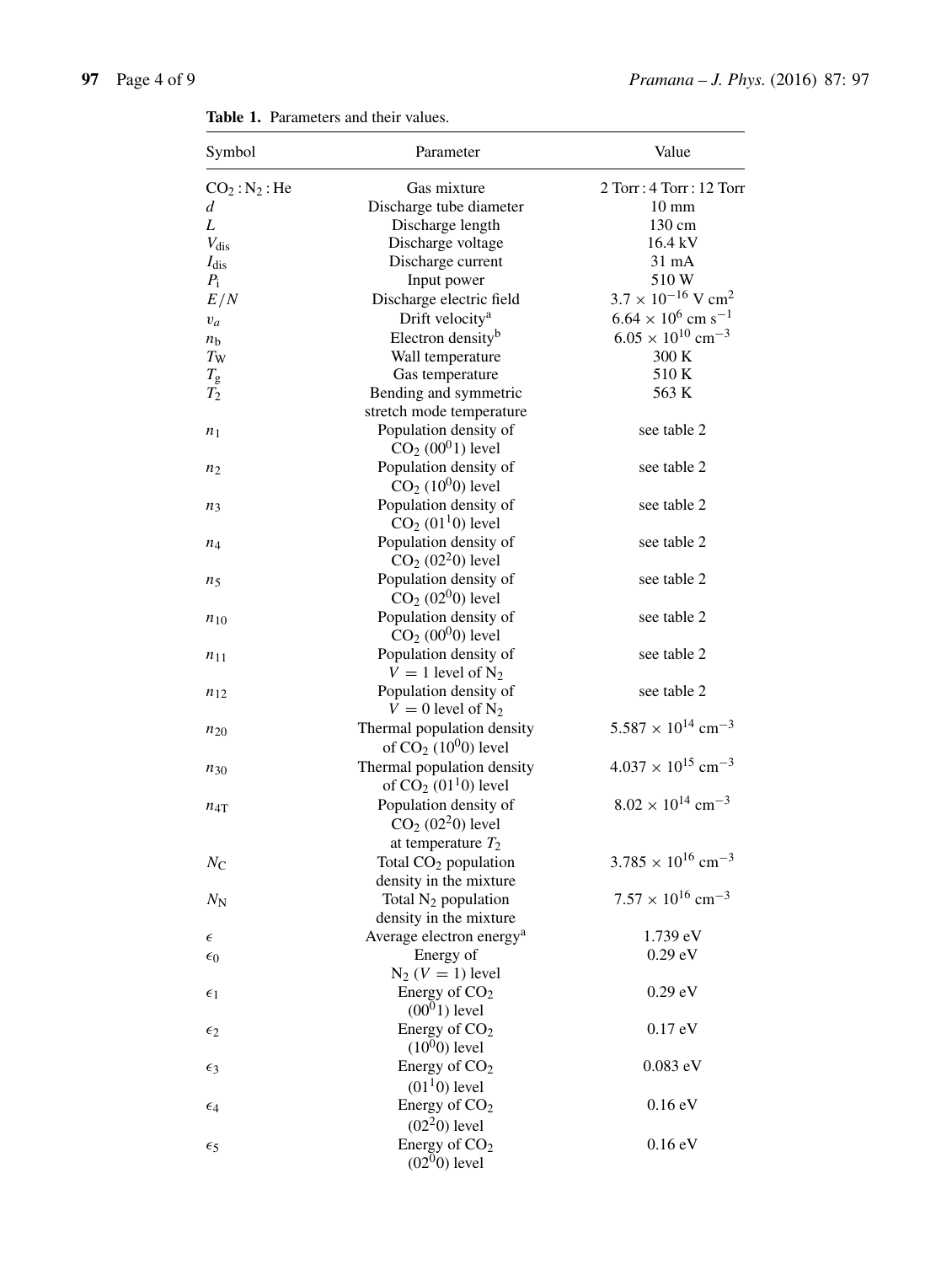**Table 1.** Parameters and their values.

| Symbol | Parameter | Value |
|---|---|---|
| $CO_2 : N_2 : He$ | Gas mixture | 2 Torr : 4 Torr : 12 Torr |
| $d$ | Discharge tube diameter | 10 mm |
| $L$ | Discharge length | 130 cm |
| $V_{dis}$ | Discharge voltage | 16.4 kV |
| $I_{dis}$ | Discharge current | 31 mA |
| $P_i$ | Input power | 510 W |
| $E/N$ | Discharge electric field | $3.7 \times 10^{-16}$ V cm$^2$ |
| $v_a$ | Drift velocity[a] | $6.64 \times 10^6$ cm s$^{-1}$ |
| $n_b$ | Electron density[b] | $6.05 \times 10^{10}$ cm$^{-3}$ |
| $T_W$ | Wall temperature | 300 K |
| $T_g$ | Gas temperature | 510 K |
| $T_2$ | Bending and symmetric stretch mode temperature | 563 K |
| $n_1$ | Population density of $CO_2$ ($00^01$) level | see table 2 |
| $n_2$ | Population density of $CO_2$ ($10^00$) level | see table 2 |
| $n_3$ | Population density of $CO_2$ ($01^10$) level | see table 2 |
| $n_4$ | Population density of $CO_2$ ($02^20$) level | see table 2 |
| $n_5$ | Population density of $CO_2$ ($02^00$) level | see table 2 |
| $n_{10}$ | Population density of $CO_2$ ($00^00$) level | see table 2 |
| $n_{11}$ | Population density of $V = 1$ level of $N_2$ | see table 2 |
| $n_{12}$ | Population density of $V = 0$ level of $N_2$ | see table 2 |
| $n_{20}$ | Thermal population density of $CO_2$ ($10^00$) level | $5.587 \times 10^{14}$ cm$^{-3}$ |
| $n_{30}$ | Thermal population density of $CO_2$ ($01^10$) level | $4.037 \times 10^{15}$ cm$^{-3}$ |
| $n_{4T}$ | Population density of $CO_2$ ($02^20$) level at temperature $T_2$ | $8.02 \times 10^{14}$ cm$^{-3}$ |
| $N_C$ | Total $CO_2$ population density in the mixture | $3.785 \times 10^{16}$ cm$^{-3}$ |
| $N_N$ | Total $N_2$ population density in the mixture | $7.57 \times 10^{16}$ cm$^{-3}$ |
| $\epsilon$ | Average electron energy[a] | 1.739 eV |
| $\epsilon_0$ | Energy of $N_2$ ($V = 1$) level | 0.29 eV |
| $\epsilon_1$ | Energy of $CO_2$ ($00^01$) level | 0.29 eV |
| $\epsilon_2$ | Energy of $CO_2$ ($10^00$) level | 0.17 eV |
| $\epsilon_3$ | Energy of $CO_2$ ($01^10$) level | 0.083 eV |
| $\epsilon_4$ | Energy of $CO_2$ ($02^20$) level | 0.16 eV |
| $\epsilon_5$ | Energy of $CO_2$ ($02^00$) level | 0.16 eV |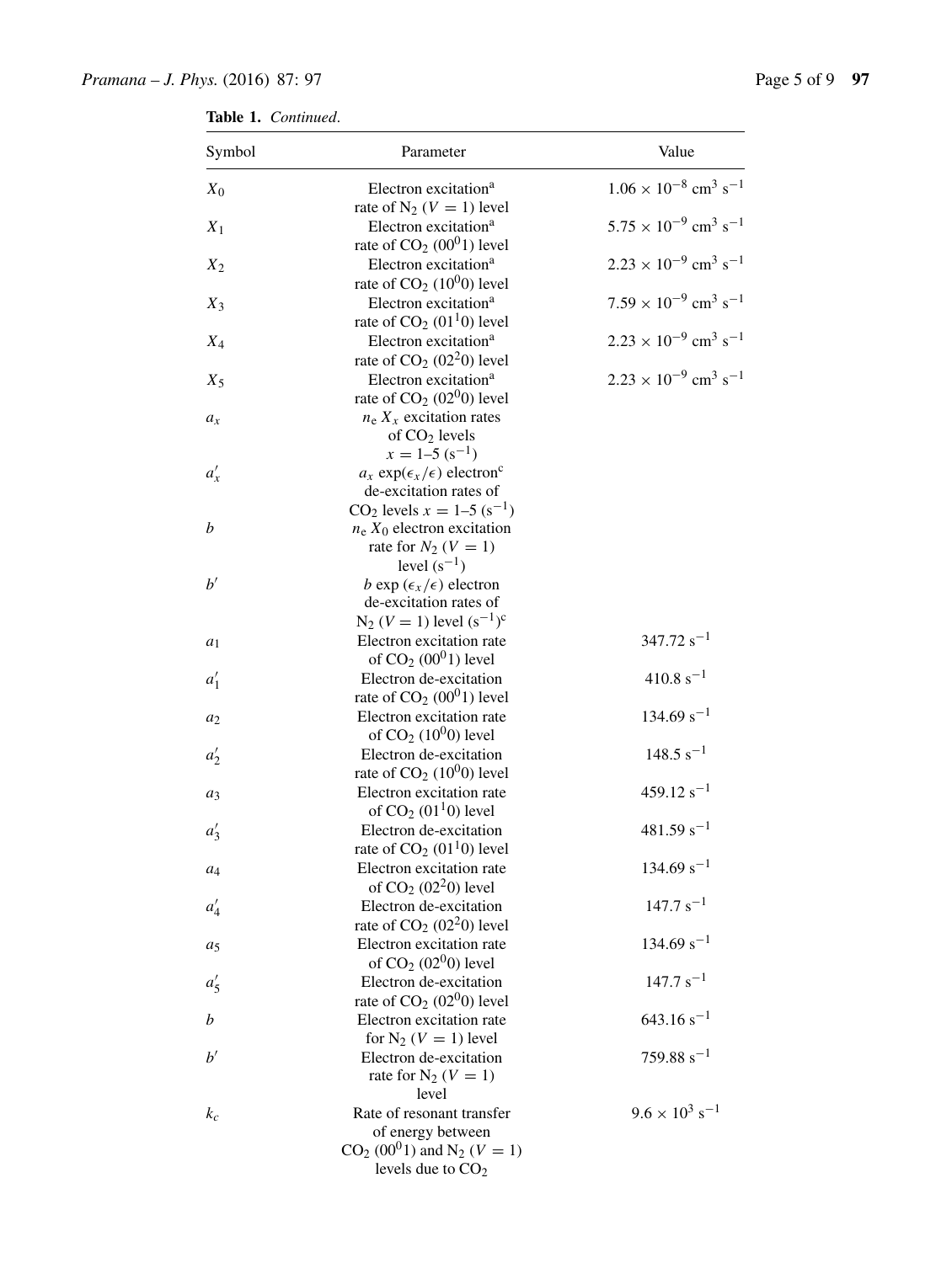**Table 1.** *Continued.*

| Symbol | Parameter | Value |
|---|---|---|
| $X_0$ | Electron excitation[a] rate of $N_2$ ($V = 1$) level | $1.06 \times 10^{-8}$ cm$^3$ s$^{-1}$ |
| $X_1$ | Electron excitation[a] rate of $CO_2$ ($00^01$) level | $5.75 \times 10^{-9}$ cm$^3$ s$^{-1}$ |
| $X_2$ | Electron excitation[a] rate of $CO_2$ ($10^00$) level | $2.23 \times 10^{-9}$ cm$^3$ s$^{-1}$ |
| $X_3$ | Electron excitation[a] rate of $CO_2$ ($01^10$) level | $7.59 \times 10^{-9}$ cm$^3$ s$^{-1}$ |
| $X_4$ | Electron excitation[a] rate of $CO_2$ ($02^20$) level | $2.23 \times 10^{-9}$ cm$^3$ s$^{-1}$ |
| $X_5$ | Electron excitation[a] rate of $CO_2$ ($02^00$) level | $2.23 \times 10^{-9}$ cm$^3$ s$^{-1}$ |
| $a_x$ | $n_e X_x$ excitation rates of $CO_2$ levels $x = 1$–$5$ (s$^{-1}$) | |
| $a'_x$ | $a_x \exp(\epsilon_x/\epsilon)$ electron[c] de-excitation rates of $CO_2$ levels $x = 1$–$5$ (s$^{-1}$) | |
| $b$ | $n_e X_0$ electron excitation rate for $N_2$ ($V = 1$) level (s$^{-1}$) | |
| $b'$ | $b \exp(\epsilon_x/\epsilon)$ electron de-excitation rates of $N_2$ ($V = 1$) level (s$^{-1}$)[c] | |
| $a_1$ | Electron excitation rate of $CO_2$ ($00^01$) level | 347.72 s$^{-1}$ |
| $a'_1$ | Electron de-excitation rate of $CO_2$ ($00^01$) level | 410.8 s$^{-1}$ |
| $a_2$ | Electron excitation rate of $CO_2$ ($10^00$) level | 134.69 s$^{-1}$ |
| $a'_2$ | Electron de-excitation rate of $CO_2$ ($10^00$) level | 148.5 s$^{-1}$ |
| $a_3$ | Electron excitation rate of $CO_2$ ($01^10$) level | 459.12 s$^{-1}$ |
| $a'_3$ | Electron de-excitation rate of $CO_2$ ($01^10$) level | 481.59 s$^{-1}$ |
| $a_4$ | Electron excitation rate of $CO_2$ ($02^20$) level | 134.69 s$^{-1}$ |
| $a'_4$ | Electron de-excitation rate of $CO_2$ ($02^20$) level | 147.7 s$^{-1}$ |
| $a_5$ | Electron excitation rate of $CO_2$ ($02^00$) level | 134.69 s$^{-1}$ |
| $a'_5$ | Electron de-excitation rate of $CO_2$ ($02^00$) level | 147.7 s$^{-1}$ |
| $b$ | Electron excitation rate for $N_2$ ($V = 1$) level | 643.16 s$^{-1}$ |
| $b'$ | Electron de-excitation rate for $N_2$ ($V = 1$) level | 759.88 s$^{-1}$ |
| $k_c$ | Rate of resonant transfer of energy between $CO_2$ ($00^01$) and $N_2$ ($V = 1$) levels due to $CO_2$ | $9.6 \times 10^3$ s$^{-1}$ |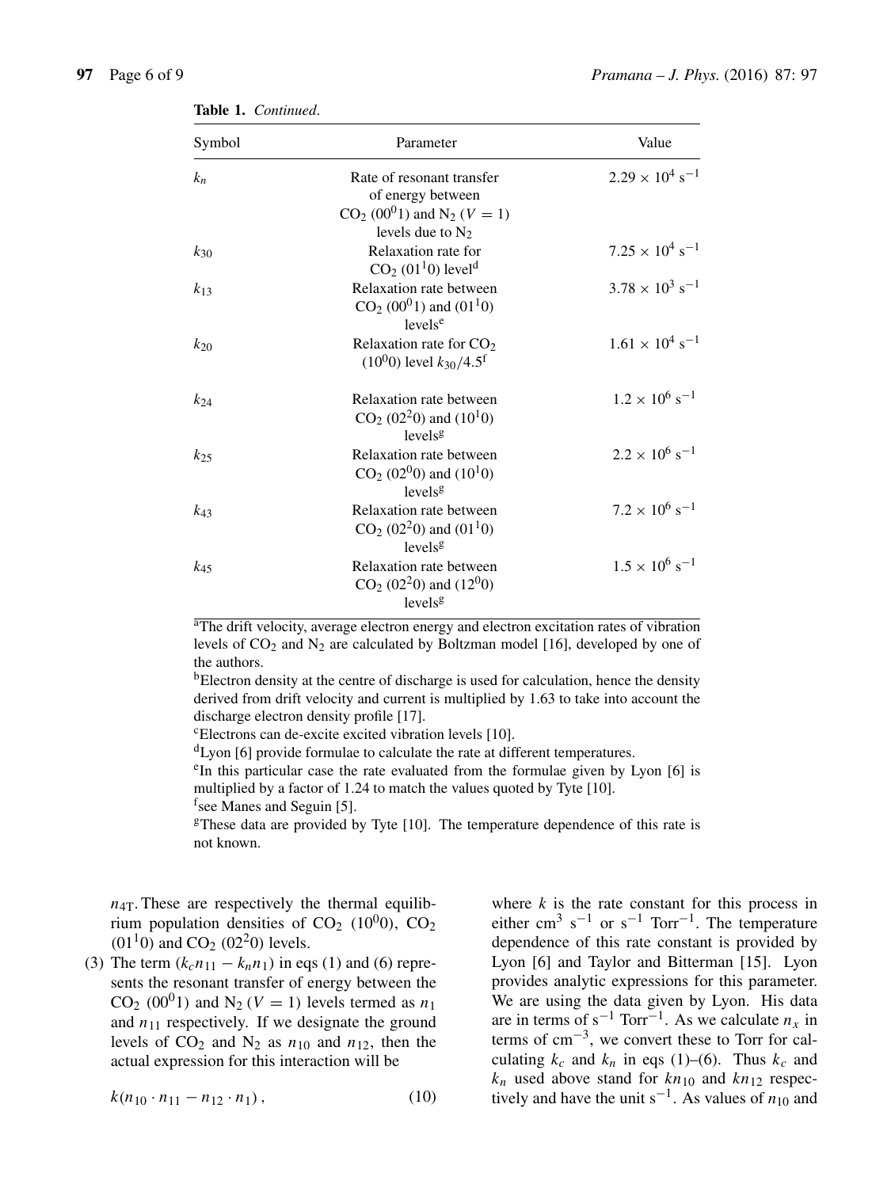**Table 1.** *Continued.*

| Symbol | Parameter | Value |
|---|---|---|
| $k_n$ | Rate of resonant transfer of energy between $CO_2$ ($00^01$) and $N_2$ ($V = 1$) levels due to $N_2$ | $2.29 \times 10^4$ s$^{-1}$ |
| $k_{30}$ | Relaxation rate for $CO_2$ ($01^10$) level[d] | $7.25 \times 10^4$ s$^{-1}$ |
| $k_{13}$ | Relaxation rate between $CO_2$ ($00^01$) and ($01^10$) levels[e] | $3.78 \times 10^3$ s$^{-1}$ |
| $k_{20}$ | Relaxation rate for $CO_2$ ($10^00$) level $k_{30}/4.5$[f] | $1.61 \times 10^4$ s$^{-1}$ |
| $k_{24}$ | Relaxation rate between $CO_2$ ($02^20$) and ($10^10$) levels[g] | $1.2 \times 10^6$ s$^{-1}$ |
| $k_{25}$ | Relaxation rate between $CO_2$ ($02^00$) and ($10^10$) levels[g] | $2.2 \times 10^6$ s$^{-1}$ |
| $k_{43}$ | Relaxation rate between $CO_2$ ($02^20$) and ($01^10$) levels[g] | $7.2 \times 10^6$ s$^{-1}$ |
| $k_{45}$ | Relaxation rate between $CO_2$ ($02^20$) and ($12^00$) levels[g] | $1.5 \times 10^6$ s$^{-1}$ |

[a]The drift velocity, average electron energy and electron excitation rates of vibration levels of $CO_2$ and $N_2$ are calculated by Boltzman model [16], developed by one of the authors.
[b]Electron density at the centre of discharge is used for calculation, hence the density derived from drift velocity and current is multiplied by 1.63 to take into account the discharge electron density profile [17].
[c]Electrons can de-excite excited vibration levels [10].
[d]Lyon [6] provide formulae to calculate the rate at different temperatures.
[e]In this particular case the rate evaluated from the formulae given by Lyon [6] is multiplied by a factor of 1.24 to match the values quoted by Tyte [10].
[f]see Manes and Seguin [5].
[g]These data are provided by Tyte [10]. The temperature dependence of this rate is not known.

$n_{4T}$. These are respectively the thermal equilibrium population densities of $CO_2$ ($10^00$), $CO_2$ ($01^10$) and $CO_2$ ($02^20$) levels.

(3) The term $(k_c n_{11} - k_n n_1)$ in eqs (1) and (6) represents the resonant transfer of energy between the $CO_2$ ($00^01$) and $N_2$ ($V = 1$) levels termed as $n_1$ and $n_{11}$ respectively. If we designate the ground levels of $CO_2$ and $N_2$ as $n_{10}$ and $n_{12}$, then the actual expression for this interaction will be

$$k(n_{10} \cdot n_{11} - n_{12} \cdot n_1), \tag{10}$$

where $k$ is the rate constant for this process in either cm$^3$ s$^{-1}$ or s$^{-1}$ Torr$^{-1}$. The temperature dependence of this rate constant is provided by Lyon [6] and Taylor and Bitterman [15]. Lyon provides analytic expressions for this parameter. We are using the data given by Lyon. His data are in terms of s$^{-1}$ Torr$^{-1}$. As we calculate $n_x$ in terms of cm$^{-3}$, we convert these to Torr for calculating $k_c$ and $k_n$ in eqs (1)–(6). Thus $k_c$ and $k_n$ used above stand for $kn_{10}$ and $kn_{12}$ respectively and have the unit s$^{-1}$. As values of $n_{10}$ and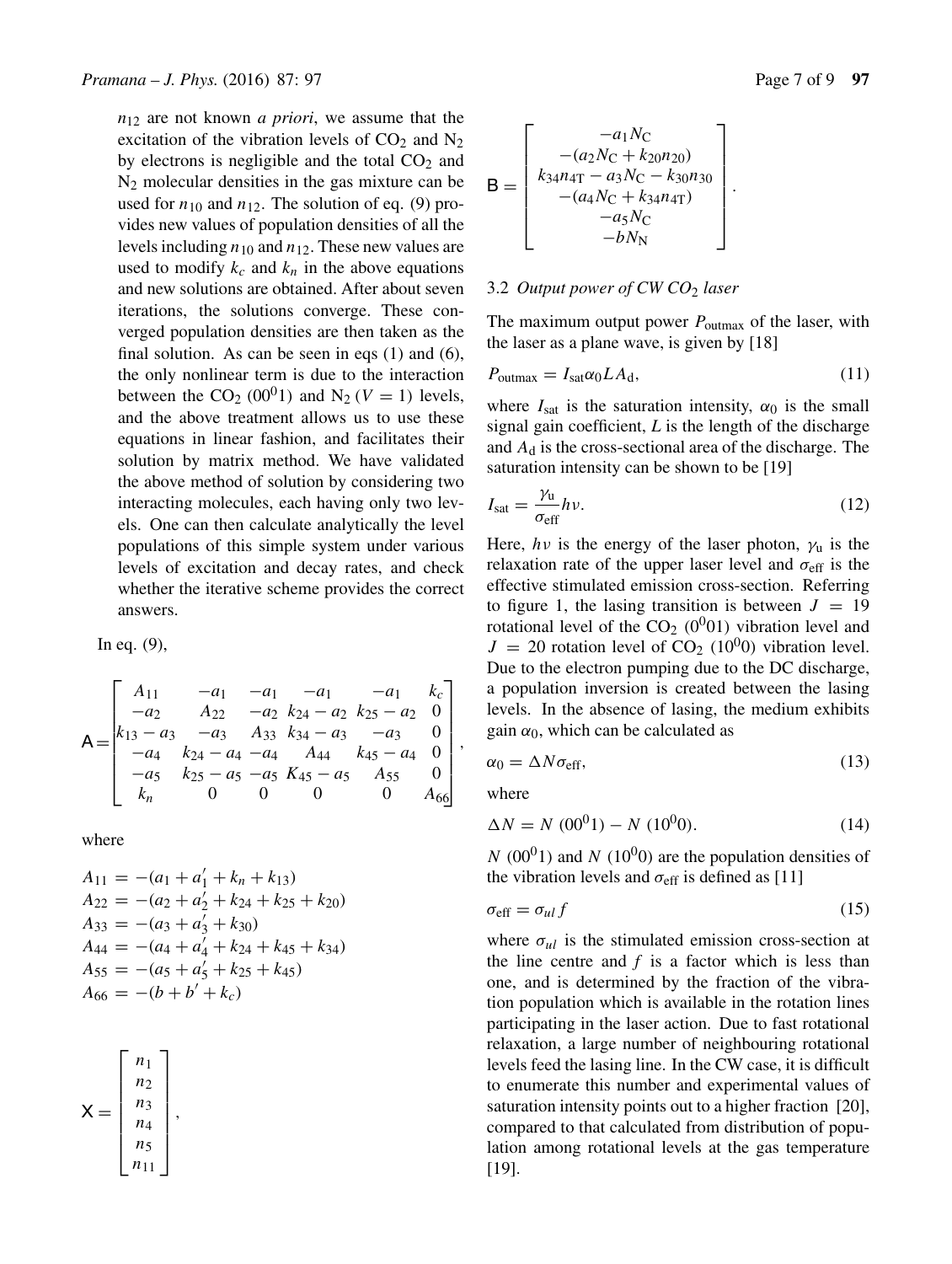$n_{12}$ are not known *a priori*, we assume that the excitation of the vibration levels of $CO_2$ and $N_2$ by electrons is negligible and the total $CO_2$ and $N_2$ molecular densities in the gas mixture can be used for $n_{10}$ and $n_{12}$. The solution of eq. (9) provides new values of population densities of all the levels including $n_{10}$ and $n_{12}$. These new values are used to modify $k_c$ and $k_n$ in the above equations and new solutions are obtained. After about seven iterations, the solutions converge. These converged population densities are then taken as the final solution. As can be seen in eqs (1) and (6), the only nonlinear term is due to the interaction between the $CO_2$ $(00^01)$ and $N_2$ $(V = 1)$ levels, and the above treatment allows us to use these equations in linear fashion, and facilitates their solution by matrix method. We have validated the above method of solution by considering two interacting molecules, each having only two levels. One can then calculate analytically the level populations of this simple system under various levels of excitation and decay rates, and check whether the iterative scheme provides the correct answers.

In eq. (9),

$$
\mathsf{A} = \begin{bmatrix} A_{11} & -a_1 & -a_1 & -a_1 & -a_1 & k_c \\ -a_2 & A_{22} & -a_2 & k_{24} - a_2 & k_{25} - a_2 & 0 \\ k_{13} - a_3 & -a_3 & A_{33} & k_{34} - a_3 & -a_3 & 0 \\ -a_4 & k_{24} - a_4 & -a_4 & A_{44} & k_{45} - a_4 & 0 \\ -a_5 & k_{25} - a_5 & -a_5 & K_{45} - a_5 & A_{55} & 0 \\ k_n & 0 & 0 & 0 & 0 & A_{66} \end{bmatrix},
$$

where

$$
\begin{aligned}
A_{11} &= -(a_1 + a_1' + k_n + k_{13}) \\
A_{22} &= -(a_2 + a_2' + k_{24} + k_{25} + k_{20}) \\
A_{33} &= -(a_3 + a_3' + k_{30}) \\
A_{44} &= -(a_4 + a_4' + k_{24} + k_{45} + k_{34}) \\
A_{55} &= -(a_5 + a_5' + k_{25} + k_{45}) \\
A_{66} &= -(b + b' + k_c)
\end{aligned}
$$

$$
\mathsf{X} = \begin{bmatrix} n_1 \\ n_2 \\ n_3 \\ n_4 \\ n_5 \\ n_{11} \end{bmatrix},
$$

$$
\mathsf{B} = \begin{bmatrix} -a_1 N_\mathrm{C} \\ -(a_2 N_\mathrm{C} + k_{20} n_{20}) \\ k_{34} n_{4\mathrm{T}} - a_3 N_\mathrm{C} - k_{30} n_{30} \\ -(a_4 N_\mathrm{C} + k_{34} n_{4\mathrm{T}}) \\ -a_5 N_\mathrm{C} \\ -b N_\mathrm{N} \end{bmatrix}.
$$

### 3.2 *Output power of CW $CO_2$ laser*

The maximum output power $P_{\text{outmax}}$ of the laser, with the laser as a plane wave, is given by [18]

$$
P_{\text{outmax}} = I_{\text{sat}} \alpha_0 L A_\mathrm{d}, \tag{11}
$$

where $I_{\text{sat}}$ is the saturation intensity, $\alpha_0$ is the small signal gain coefficient, $L$ is the length of the discharge and $A_\mathrm{d}$ is the cross-sectional area of the discharge. The saturation intensity can be shown to be [19]

$$
I_{\text{sat}} = \frac{\gamma_\mathrm{u}}{\sigma_{\text{eff}}} h\nu. \tag{12}
$$

Here, $h\nu$ is the energy of the laser photon, $\gamma_\mathrm{u}$ is the relaxation rate of the upper laser level and $\sigma_{\text{eff}}$ is the effective stimulated emission cross-section. Referring to figure 1, the lasing transition is between $J = 19$ rotational level of the $CO_2$ $(0^001)$ vibration level and $J = 20$ rotation level of $CO_2$ $(10^00)$ vibration level. Due to the electron pumping due to the DC discharge, a population inversion is created between the lasing levels. In the absence of lasing, the medium exhibits gain $\alpha_0$, which can be calculated as

$$
\alpha_0 = \Delta N \sigma_{\text{eff}}, \tag{13}
$$

where

$$
\Delta N = N\ (00^01) - N\ (10^00). \tag{14}
$$

$N$ $(00^01)$ and $N$ $(10^00)$ are the population densities of the vibration levels and $\sigma_{\text{eff}}$ is defined as [11]

$$
\sigma_{\text{eff}} = \sigma_{ul} f \tag{15}
$$

where $\sigma_{ul}$ is the stimulated emission cross-section at the line centre and $f$ is a factor which is less than one, and is determined by the fraction of the vibration population which is available in the rotation lines participating in the laser action. Due to fast rotational relaxation, a large number of neighbouring rotational levels feed the lasing line. In the CW case, it is difficult to enumerate this number and experimental values of saturation intensity points out to a higher fraction [20], compared to that calculated from distribution of population among rotational levels at the gas temperature [19].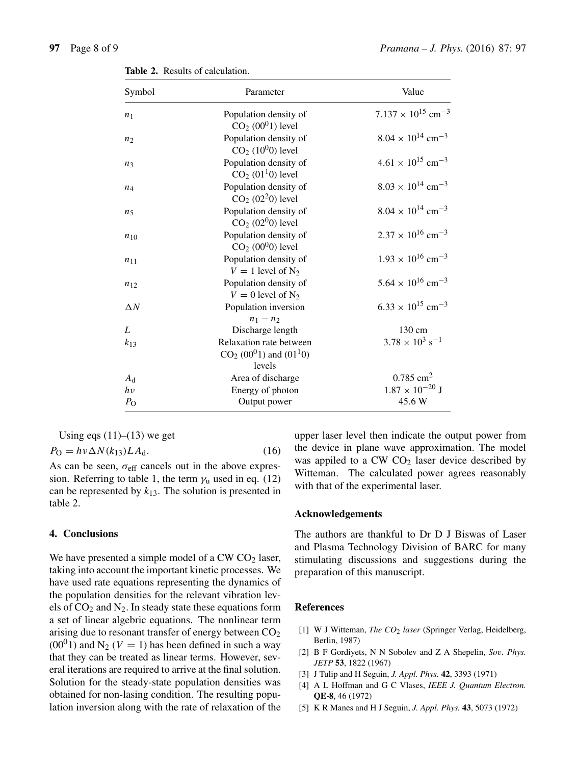**Table 2.** Results of calculation.

| Symbol | Parameter | Value |
|---|---|---|
| $n_1$ | Population density of $CO_2$ ($00^01$) level | $7.137 \times 10^{15}$ cm$^{-3}$ |
| $n_2$ | Population density of $CO_2$ ($10^00$) level | $8.04 \times 10^{14}$ cm$^{-3}$ |
| $n_3$ | Population density of $CO_2$ ($01^10$) level | $4.61 \times 10^{15}$ cm$^{-3}$ |
| $n_4$ | Population density of $CO_2$ ($02^20$) level | $8.03 \times 10^{14}$ cm$^{-3}$ |
| $n_5$ | Population density of $CO_2$ ($02^00$) level | $8.04 \times 10^{14}$ cm$^{-3}$ |
| $n_{10}$ | Population density of $CO_2$ ($00^00$) level | $2.37 \times 10^{16}$ cm$^{-3}$ |
| $n_{11}$ | Population density of $V = 1$ level of $N_2$ | $1.93 \times 10^{16}$ cm$^{-3}$ |
| $n_{12}$ | Population density of $V = 0$ level of $N_2$ | $5.64 \times 10^{16}$ cm$^{-3}$ |
| $\Delta N$ | Population inversion $n_1 - n_2$ | $6.33 \times 10^{15}$ cm$^{-3}$ |
| $L$ | Discharge length | 130 cm |
| $k_{13}$ | Relaxation rate between $CO_2$ ($00^01$) and ($01^10$) levels | $3.78 \times 10^3$ s$^{-1}$ |
| $A_\text{d}$ | Area of discharge | 0.785 cm$^2$ |
| $h\nu$ | Energy of photon | $1.87 \times 10^{-20}$ J |
| $P_\text{O}$ | Output power | 45.6 W |

Using eqs (11)–(13) we get

$$P_\text{O} = h\nu \Delta N(k_{13}) L A_\text{d}. \quad (16)$$

As can be seen, $\sigma_\text{eff}$ cancels out in the above expression. Referring to table 1, the term $\gamma_\text{u}$ used in eq. (12) can be represented by $k_{13}$. The solution is presented in table 2.

## 4. Conclusions

We have presented a simple model of a CW $CO_2$ laser, taking into account the important kinetic processes. We have used rate equations representing the dynamics of the population densities for the relevant vibration levels of $CO_2$ and $N_2$. In steady state these equations form a set of linear algebric equations. The nonlinear term arising due to resonant transfer of energy between $CO_2$ ($00^01$) and $N_2$ ($V = 1$) has been defined in such a way that they can be treated as linear terms. However, several iterations are required to arrive at the final solution. Solution for the steady-state population densities was obtained for non-lasing condition. The resulting population inversion along with the rate of relaxation of the upper laser level then indicate the output power from the device in plane wave approximation. The model was appiled to a CW $CO_2$ laser device described by Witteman. The calculated power agrees reasonably with that of the experimental laser.

## Acknowledgements

The authors are thankful to Dr D J Biswas of Laser and Plasma Technology Division of BARC for many stimulating discussions and suggestions during the preparation of this manuscript.

## References

[1] W J Witteman, *The $CO_2$ laser* (Springer Verlag, Heidelberg, Berlin, 1987)

[2] B F Gordiyets, N N Sobolev and Z A Shepelin, *Sov. Phys. JETP* **53**, 1822 (1967)

[3] J Tulip and H Seguin, *J. Appl. Phys.* **42**, 3393 (1971)

[4] A L Hoffman and G C Vlases, *IEEE J. Quantum Electron.* **QE-8**, 46 (1972)

[5] K R Manes and H J Seguin, *J. Appl. Phys.* **43**, 5073 (1972)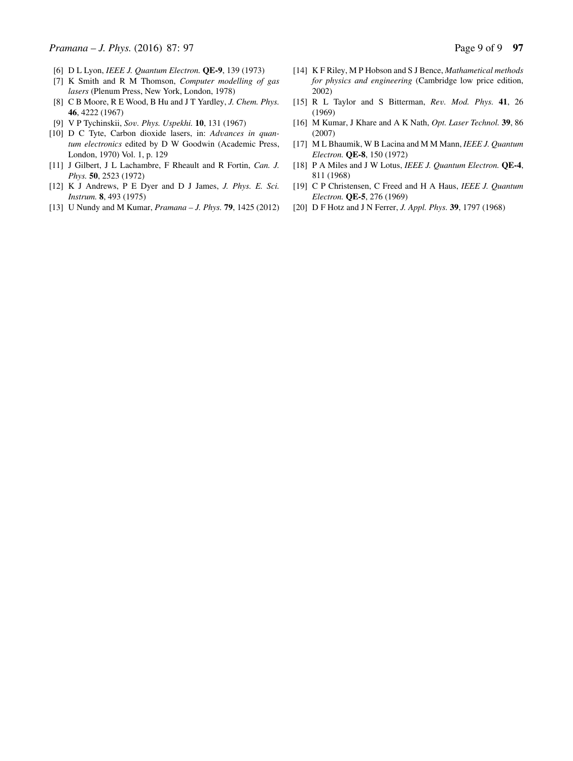[6] D L Lyon, *IEEE J. Quantum Electron.* **QE-9**, 139 (1973)

[7] K Smith and R M Thomson, *Computer modelling of gas lasers* (Plenum Press, New York, London, 1978)

[8] C B Moore, R E Wood, B Hu and J T Yardley, *J. Chem. Phys.* **46**, 4222 (1967)

[9] V P Tychinskii, *Sov. Phys. Uspekhi.* **10**, 131 (1967)

[10] D C Tyte, Carbon dioxide lasers, in: *Advances in quantum electronics* edited by D W Goodwin (Academic Press, London, 1970) Vol. 1, p. 129

[11] J Gilbert, J L Lachambre, F Rheault and R Fortin, *Can. J. Phys.* **50**, 2523 (1972)

[12] K J Andrews, P E Dyer and D J James, *J. Phys. E. Sci. Instrum.* **8**, 493 (1975)

[13] U Nundy and M Kumar, *Pramana – J. Phys.* **79**, 1425 (2012)

[14] K F Riley, M P Hobson and S J Bence, *Mathametical methods for physics and engineering* (Cambridge low price edition, 2002)

[15] R L Taylor and S Bitterman, *Rev. Mod. Phys.* **41**, 26 (1969)

[16] M Kumar, J Khare and A K Nath, *Opt. Laser Technol.* **39**, 86 (2007)

[17] M L Bhaumik, W B Lacina and M M Mann, *IEEE J. Quantum Electron.* **QE-8**, 150 (1972)

[18] P A Miles and J W Lotus, *IEEE J. Quantum Electron.* **QE-4**, 811 (1968)

[19] C P Christensen, C Freed and H A Haus, *IEEE J. Quantum Electron.* **QE-5**, 276 (1969)

[20] D F Hotz and J N Ferrer, *J. Appl. Phys.* **39**, 1797 (1968)